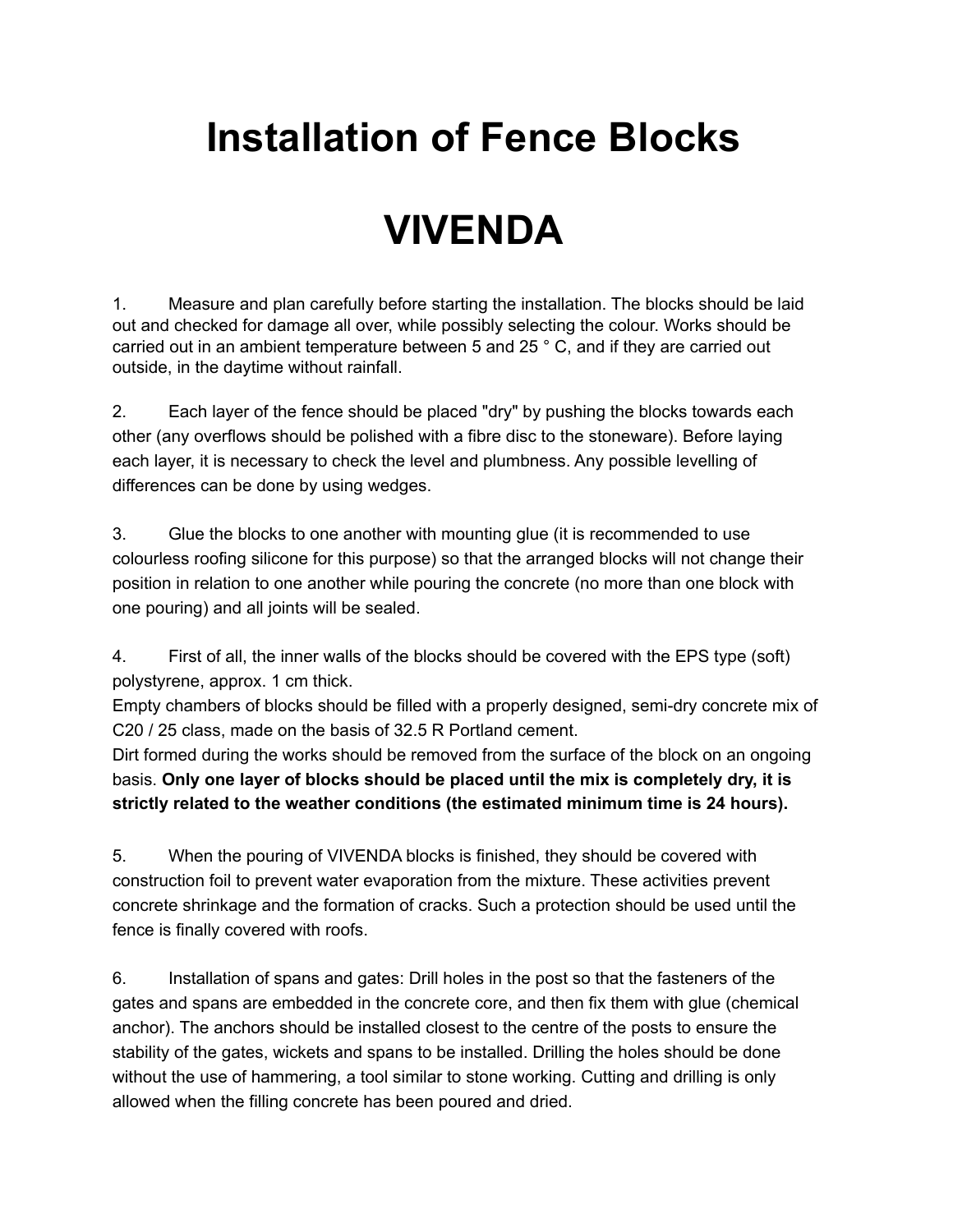# Installation of Fence Blocks

# VIVENDA

1. Measure and plan carefully before starting the installation. The blocks should be laid out and checked for damage all over, while possibly selecting the colour. Works should be carried out in an ambient temperature between 5 and 25 ° C, and if they are carried out outside, in the daytime without rainfall.

2. Each layer of the fence should be placed "dry" by pushing the blocks towards each other (any overflows should be polished with a fibre disc to the stoneware). Before laying each layer, it is necessary to check the level and plumbness. Any possible levelling of differences can be done by using wedges.

3. Glue the blocks to one another with mounting glue (it is recommended to use colourless roofing silicone for this purpose) so that the arranged blocks will not change their position in relation to one another while pouring the concrete (no more than one block with one pouring) and all joints will be sealed.

4. First of all, the inner walls of the blocks should be covered with the EPS type (soft) polystyrene, approx. 1 cm thick.
Empty chambers of blocks should be filled with a properly designed, semi-dry concrete mix of C20 / 25 class, made on the basis of 32.5 R Portland cement.
Dirt formed during the works should be removed from the surface of the block on an ongoing basis. **Only one layer of blocks should be placed until the mix is completely dry, it is strictly related to the weather conditions (the estimated minimum time is 24 hours).**

5. When the pouring of VIVENDA blocks is finished, they should be covered with construction foil to prevent water evaporation from the mixture. These activities prevent concrete shrinkage and the formation of cracks. Such a protection should be used until the fence is finally covered with roofs.

6. Installation of spans and gates: Drill holes in the post so that the fasteners of the gates and spans are embedded in the concrete core, and then fix them with glue (chemical anchor). The anchors should be installed closest to the centre of the posts to ensure the stability of the gates, wickets and spans to be installed. Drilling the holes should be done without the use of hammering, a tool similar to stone working. Cutting and drilling is only allowed when the filling concrete has been poured and dried.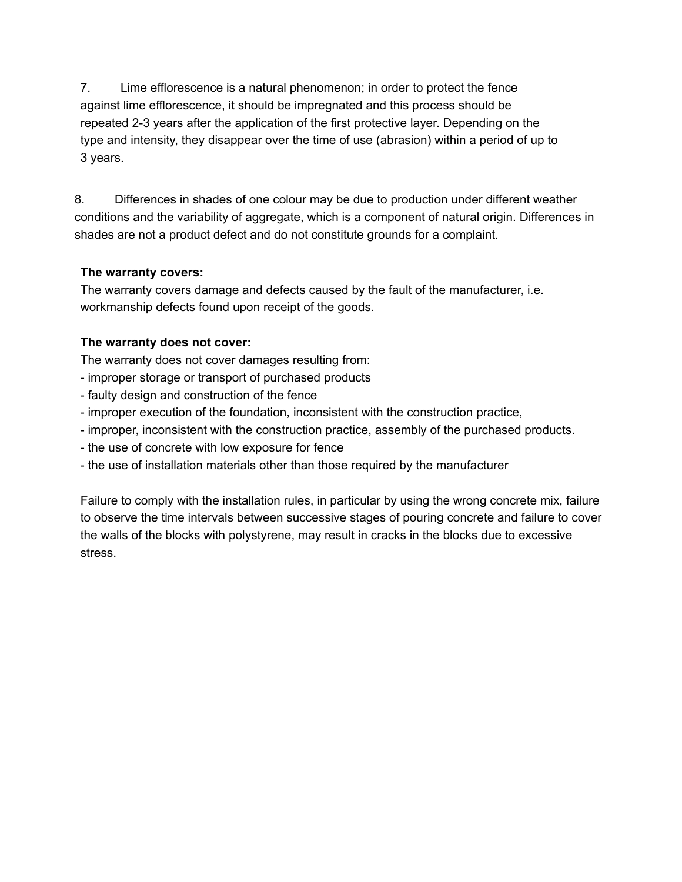7. Lime efflorescence is a natural phenomenon; in order to protect the fence against lime efflorescence, it should be impregnated and this process should be repeated 2-3 years after the application of the first protective layer. Depending on the type and intensity, they disappear over the time of use (abrasion) within a period of up to 3 years.

8. Differences in shades of one colour may be due to production under different weather conditions and the variability of aggregate, which is a component of natural origin. Differences in shades are not a product defect and do not constitute grounds for a complaint.

**The warranty covers:**

The warranty covers damage and defects caused by the fault of the manufacturer, i.e. workmanship defects found upon receipt of the goods.

**The warranty does not cover:**

The warranty does not cover damages resulting from:

- improper storage or transport of purchased products
- faulty design and construction of the fence
- improper execution of the foundation, inconsistent with the construction practice,
- improper, inconsistent with the construction practice, assembly of the purchased products.
- the use of concrete with low exposure for fence
- the use of installation materials other than those required by the manufacturer

Failure to comply with the installation rules, in particular by using the wrong concrete mix, failure to observe the time intervals between successive stages of pouring concrete and failure to cover the walls of the blocks with polystyrene, may result in cracks in the blocks due to excessive stress.